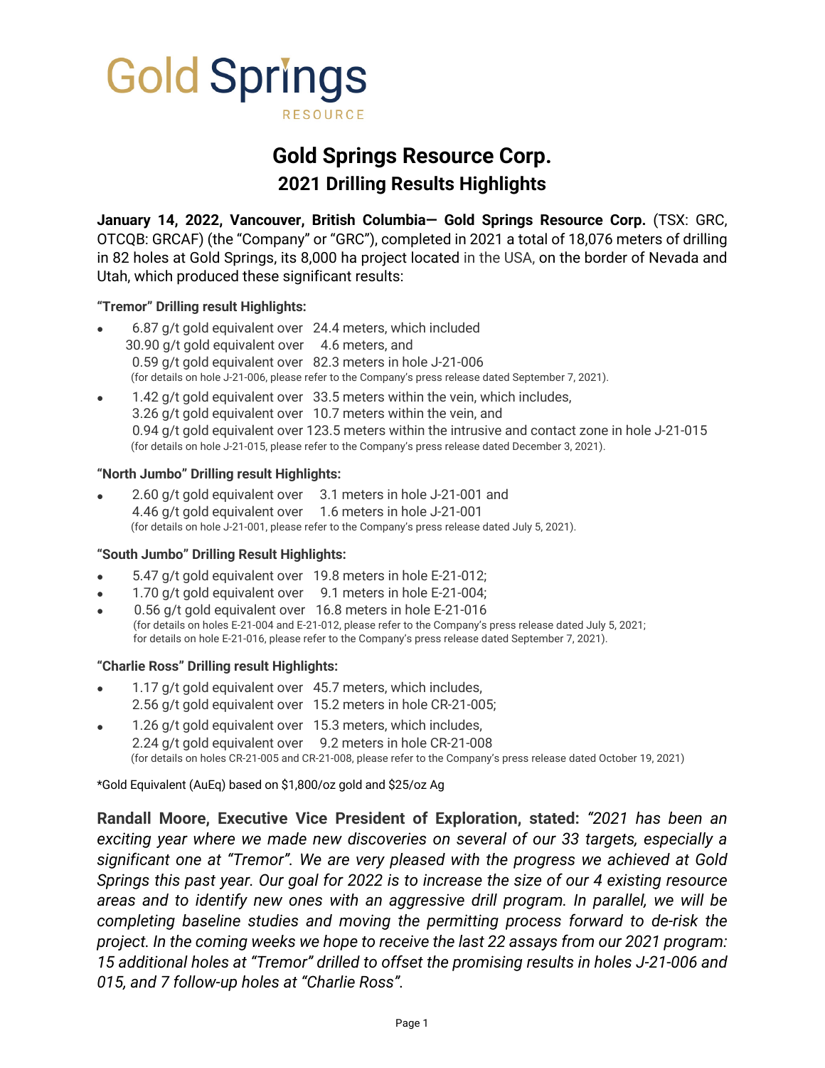# Gold Springs Resource Corp.

## 2021 Drilling Results Highlights

**January 14, 2022, Vancouver, British Columbia— Gold Springs Resource Corp.** (TSX: GRC, OTCQB: GRCAF) (the "Company" or "GRC"), completed in 2021 a total of 18,076 meters of drilling in 82 holes at Gold Springs, its 8,000 ha project located in the USA, on the border of Nevada and Utah, which produced these significant results:

**"Tremor" Drilling result Highlights:**

- 6.87 g/t gold equivalent over 24.4 meters, which included
  30.90 g/t gold equivalent over 4.6 meters, and
  0.59 g/t gold equivalent over 82.3 meters in hole J-21-006
  (for details on hole J-21-006, please refer to the Company's press release dated September 7, 2021).
- 1.42 g/t gold equivalent over 33.5 meters within the vein, which includes,
  3.26 g/t gold equivalent over 10.7 meters within the vein, and
  0.94 g/t gold equivalent over 123.5 meters within the intrusive and contact zone in hole J-21-015
  (for details on hole J-21-015, please refer to the Company's press release dated December 3, 2021).

**"North Jumbo" Drilling result Highlights:**

- 2.60 g/t gold equivalent over 3.1 meters in hole J-21-001 and
  4.46 g/t gold equivalent over 1.6 meters in hole J-21-001
  (for details on hole J-21-001, please refer to the Company's press release dated July 5, 2021).

**"South Jumbo" Drilling Result Highlights:**

- 5.47 g/t gold equivalent over 19.8 meters in hole E-21-012;
- 1.70 g/t gold equivalent over 9.1 meters in hole E-21-004;
- 0.56 g/t gold equivalent over 16.8 meters in hole E-21-016
  (for details on holes E-21-004 and E-21-012, please refer to the Company's press release dated July 5, 2021; for details on hole E-21-016, please refer to the Company's press release dated September 7, 2021).

**"Charlie Ross" Drilling result Highlights:**

- 1.17 g/t gold equivalent over 45.7 meters, which includes,
  2.56 g/t gold equivalent over 15.2 meters in hole CR-21-005;
- 1.26 g/t gold equivalent over 15.3 meters, which includes,
  2.24 g/t gold equivalent over 9.2 meters in hole CR-21-008
  (for details on holes CR-21-005 and CR-21-008, please refer to the Company's press release dated October 19, 2021)

*Gold Equivalent (AuEq) based on $1,800/oz gold and $25/oz Ag

**Randall Moore, Executive Vice President of Exploration, stated:** *"2021 has been an exciting year where we made new discoveries on several of our 33 targets, especially a significant one at "Tremor". We are very pleased with the progress we achieved at Gold Springs this past year. Our goal for 2022 is to increase the size of our 4 existing resource areas and to identify new ones with an aggressive drill program. In parallel, we will be completing baseline studies and moving the permitting process forward to de-risk the project. In the coming weeks we hope to receive the last 22 assays from our 2021 program: 15 additional holes at "Tremor" drilled to offset the promising results in holes J-21-006 and 015, and 7 follow-up holes at "Charlie Ross".*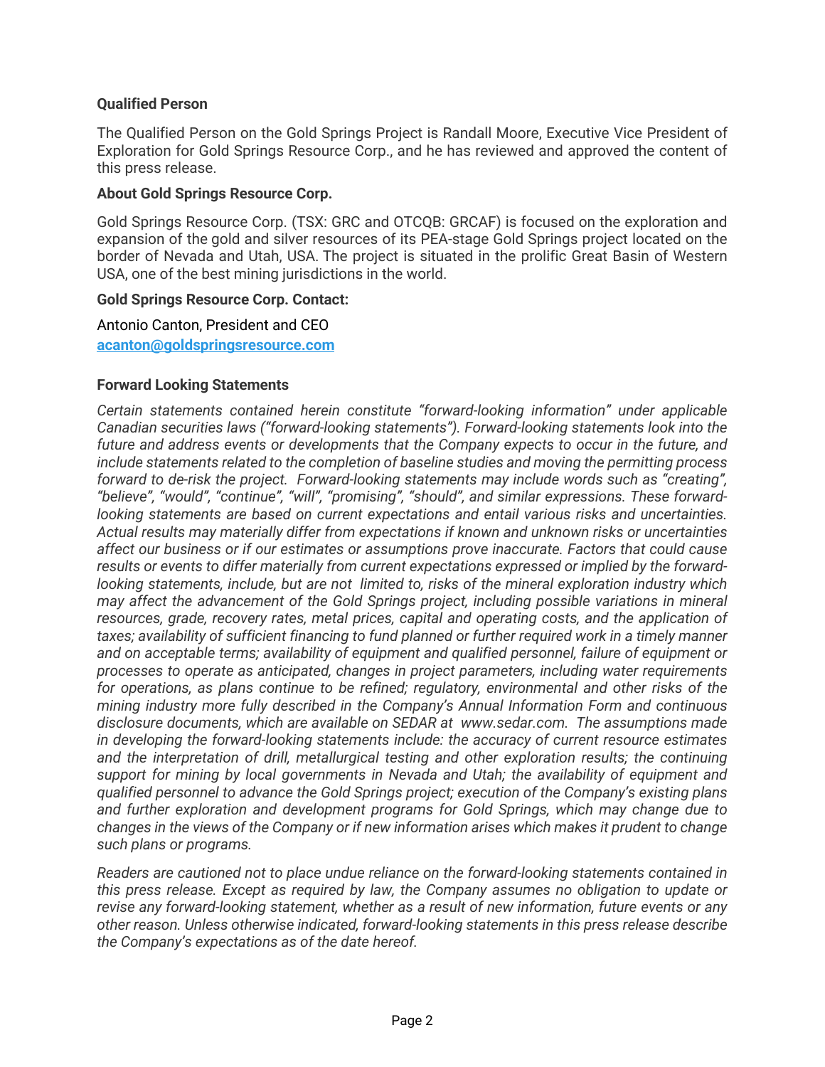**Qualified Person**

The Qualified Person on the Gold Springs Project is Randall Moore, Executive Vice President of Exploration for Gold Springs Resource Corp., and he has reviewed and approved the content of this press release.

**About Gold Springs Resource Corp.**

Gold Springs Resource Corp. (TSX: GRC and OTCQB: GRCAF) is focused on the exploration and expansion of the gold and silver resources of its PEA-stage Gold Springs project located on the border of Nevada and Utah, USA. The project is situated in the prolific Great Basin of Western USA, one of the best mining jurisdictions in the world.

**Gold Springs Resource Corp. Contact:**

Antonio Canton, President and CEO
**acanton@goldspringsresource.com**

**Forward Looking Statements**

*Certain statements contained herein constitute "forward-looking information" under applicable Canadian securities laws ("forward-looking statements"). Forward-looking statements look into the future and address events or developments that the Company expects to occur in the future, and include statements related to the completion of baseline studies and moving the permitting process forward to de-risk the project. Forward-looking statements may include words such as "creating", "believe", "would", "continue", "will", "promising", "should", and similar expressions. These forward-looking statements are based on current expectations and entail various risks and uncertainties. Actual results may materially differ from expectations if known and unknown risks or uncertainties affect our business or if our estimates or assumptions prove inaccurate. Factors that could cause results or events to differ materially from current expectations expressed or implied by the forward-looking statements, include, but are not limited to, risks of the mineral exploration industry which may affect the advancement of the Gold Springs project, including possible variations in mineral resources, grade, recovery rates, metal prices, capital and operating costs, and the application of taxes; availability of sufficient financing to fund planned or further required work in a timely manner and on acceptable terms; availability of equipment and qualified personnel, failure of equipment or processes to operate as anticipated, changes in project parameters, including water requirements for operations, as plans continue to be refined; regulatory, environmental and other risks of the mining industry more fully described in the Company's Annual Information Form and continuous disclosure documents, which are available on SEDAR at www.sedar.com. The assumptions made in developing the forward-looking statements include: the accuracy of current resource estimates and the interpretation of drill, metallurgical testing and other exploration results; the continuing support for mining by local governments in Nevada and Utah; the availability of equipment and qualified personnel to advance the Gold Springs project; execution of the Company's existing plans and further exploration and development programs for Gold Springs, which may change due to changes in the views of the Company or if new information arises which makes it prudent to change such plans or programs.*

*Readers are cautioned not to place undue reliance on the forward-looking statements contained in this press release. Except as required by law, the Company assumes no obligation to update or revise any forward-looking statement, whether as a result of new information, future events or any other reason. Unless otherwise indicated, forward-looking statements in this press release describe the Company's expectations as of the date hereof.*